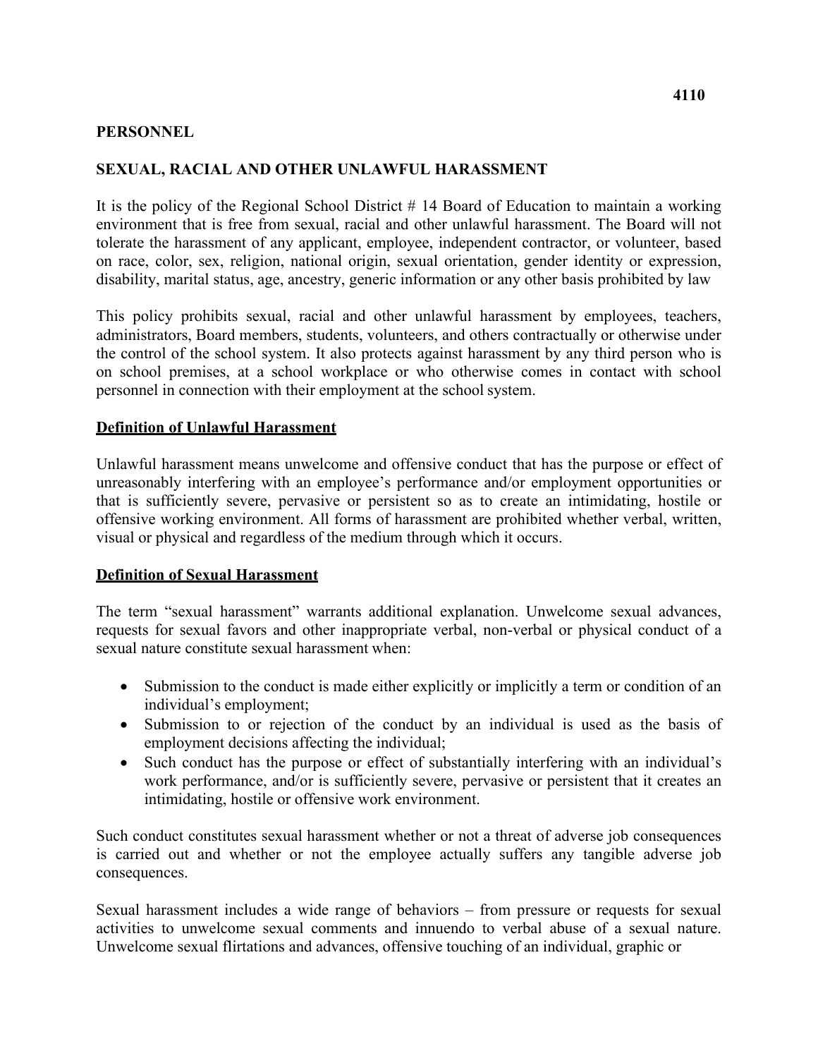4110

**PERSONNEL**

**SEXUAL, RACIAL AND OTHER UNLAWFUL HARASSMENT**

It is the policy of the Regional School District # 14 Board of Education to maintain a working environment that is free from sexual, racial and other unlawful harassment. The Board will not tolerate the harassment of any applicant, employee, independent contractor, or volunteer, based on race, color, sex, religion, national origin, sexual orientation, gender identity or expression, disability, marital status, age, ancestry, generic information or any other basis prohibited by law

This policy prohibits sexual, racial and other unlawful harassment by employees, teachers, administrators, Board members, students, volunteers, and others contractually or otherwise under the control of the school system. It also protects against harassment by any third person who is on school premises, at a school workplace or who otherwise comes in contact with school personnel in connection with their employment at the school system.

**Definition of Unlawful Harassment**

Unlawful harassment means unwelcome and offensive conduct that has the purpose or effect of unreasonably interfering with an employee's performance and/or employment opportunities or that is sufficiently severe, pervasive or persistent so as to create an intimidating, hostile or offensive working environment. All forms of harassment are prohibited whether verbal, written, visual or physical and regardless of the medium through which it occurs.

**Definition of Sexual Harassment**

The term "sexual harassment" warrants additional explanation. Unwelcome sexual advances, requests for sexual favors and other inappropriate verbal, non-verbal or physical conduct of a sexual nature constitute sexual harassment when:

- Submission to the conduct is made either explicitly or implicitly a term or condition of an individual's employment;
- Submission to or rejection of the conduct by an individual is used as the basis of employment decisions affecting the individual;
- Such conduct has the purpose or effect of substantially interfering with an individual's work performance, and/or is sufficiently severe, pervasive or persistent that it creates an intimidating, hostile or offensive work environment.

Such conduct constitutes sexual harassment whether or not a threat of adverse job consequences is carried out and whether or not the employee actually suffers any tangible adverse job consequences.

Sexual harassment includes a wide range of behaviors – from pressure or requests for sexual activities to unwelcome sexual comments and innuendo to verbal abuse of a sexual nature. Unwelcome sexual flirtations and advances, offensive touching of an individual, graphic or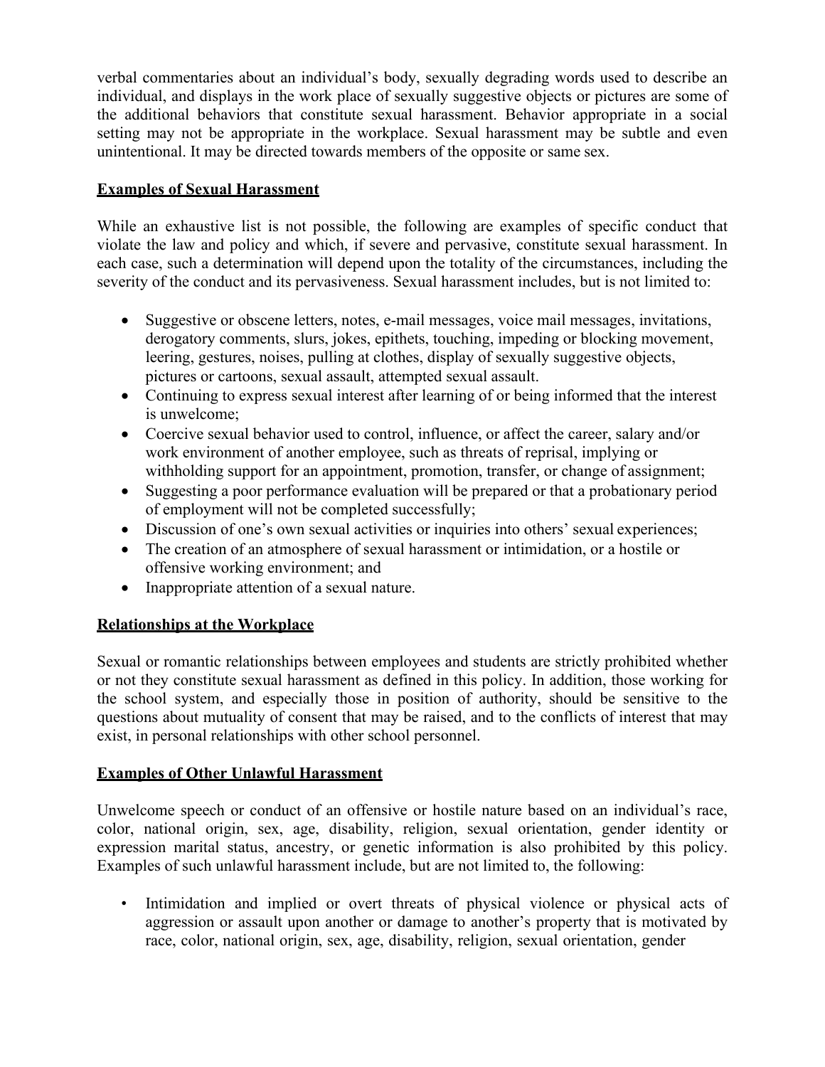verbal commentaries about an individual's body, sexually degrading words used to describe an individual, and displays in the work place of sexually suggestive objects or pictures are some of the additional behaviors that constitute sexual harassment. Behavior appropriate in a social setting may not be appropriate in the workplace. Sexual harassment may be subtle and even unintentional. It may be directed towards members of the opposite or same sex.

**Examples of Sexual Harassment**

While an exhaustive list is not possible, the following are examples of specific conduct that violate the law and policy and which, if severe and pervasive, constitute sexual harassment. In each case, such a determination will depend upon the totality of the circumstances, including the severity of the conduct and its pervasiveness. Sexual harassment includes, but is not limited to:

- Suggestive or obscene letters, notes, e-mail messages, voice mail messages, invitations, derogatory comments, slurs, jokes, epithets, touching, impeding or blocking movement, leering, gestures, noises, pulling at clothes, display of sexually suggestive objects, pictures or cartoons, sexual assault, attempted sexual assault.
- Continuing to express sexual interest after learning of or being informed that the interest is unwelcome;
- Coercive sexual behavior used to control, influence, or affect the career, salary and/or work environment of another employee, such as threats of reprisal, implying or withholding support for an appointment, promotion, transfer, or change of assignment;
- Suggesting a poor performance evaluation will be prepared or that a probationary period of employment will not be completed successfully;
- Discussion of one's own sexual activities or inquiries into others' sexual experiences;
- The creation of an atmosphere of sexual harassment or intimidation, or a hostile or offensive working environment; and
- Inappropriate attention of a sexual nature.

**Relationships at the Workplace**

Sexual or romantic relationships between employees and students are strictly prohibited whether or not they constitute sexual harassment as defined in this policy. In addition, those working for the school system, and especially those in position of authority, should be sensitive to the questions about mutuality of consent that may be raised, and to the conflicts of interest that may exist, in personal relationships with other school personnel.

**Examples of Other Unlawful Harassment**

Unwelcome speech or conduct of an offensive or hostile nature based on an individual's race, color, national origin, sex, age, disability, religion, sexual orientation, gender identity or expression marital status, ancestry, or genetic information is also prohibited by this policy. Examples of such unlawful harassment include, but are not limited to, the following:

- Intimidation and implied or overt threats of physical violence or physical acts of aggression or assault upon another or damage to another's property that is motivated by race, color, national origin, sex, age, disability, religion, sexual orientation, gender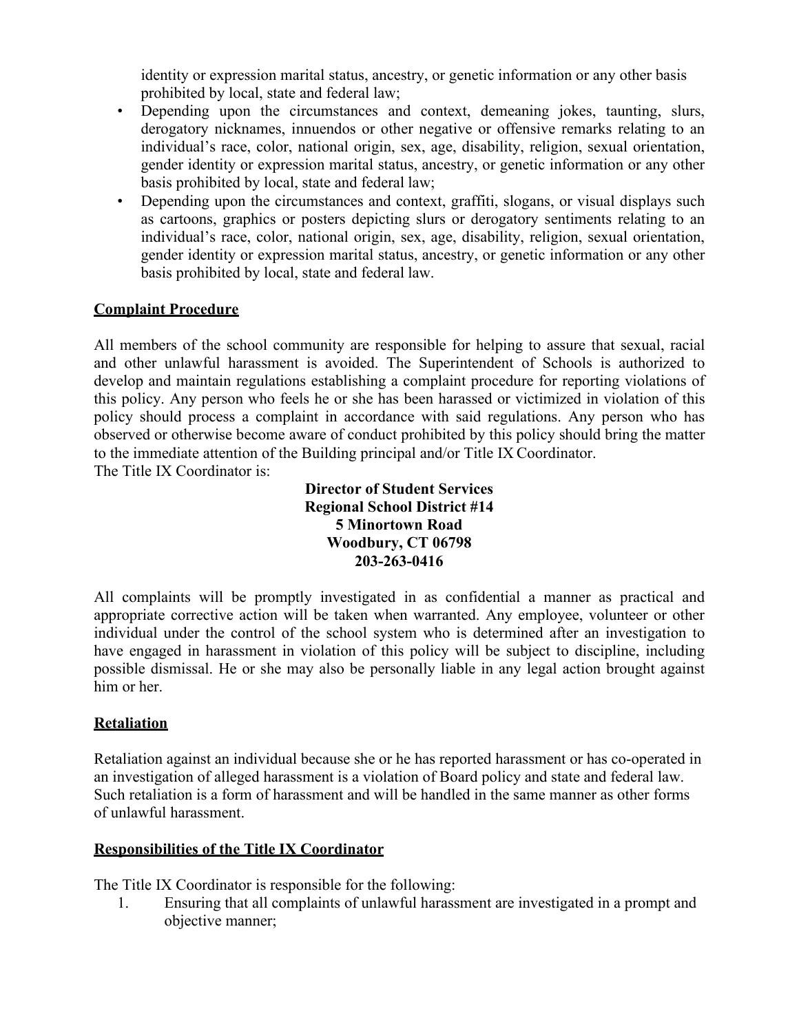identity or expression marital status, ancestry, or genetic information or any other basis prohibited by local, state and federal law;

- Depending upon the circumstances and context, demeaning jokes, taunting, slurs, derogatory nicknames, innuendos or other negative or offensive remarks relating to an individual's race, color, national origin, sex, age, disability, religion, sexual orientation, gender identity or expression marital status, ancestry, or genetic information or any other basis prohibited by local, state and federal law;
- Depending upon the circumstances and context, graffiti, slogans, or visual displays such as cartoons, graphics or posters depicting slurs or derogatory sentiments relating to an individual's race, color, national origin, sex, age, disability, religion, sexual orientation, gender identity or expression marital status, ancestry, or genetic information or any other basis prohibited by local, state and federal law.

## Complaint Procedure

All members of the school community are responsible for helping to assure that sexual, racial and other unlawful harassment is avoided. The Superintendent of Schools is authorized to develop and maintain regulations establishing a complaint procedure for reporting violations of this policy. Any person who feels he or she has been harassed or victimized in violation of this policy should process a complaint in accordance with said regulations. Any person who has observed or otherwise become aware of conduct prohibited by this policy should bring the matter to the immediate attention of the Building principal and/or Title IX Coordinator.
The Title IX Coordinator is:

**Director of Student Services**
**Regional School District #14**
**5 Minortown Road**
**Woodbury, CT 06798**
**203-263-0416**

All complaints will be promptly investigated in as confidential a manner as practical and appropriate corrective action will be taken when warranted. Any employee, volunteer or other individual under the control of the school system who is determined after an investigation to have engaged in harassment in violation of this policy will be subject to discipline, including possible dismissal. He or she may also be personally liable in any legal action brought against him or her.

## Retaliation

Retaliation against an individual because she or he has reported harassment or has co-operated in an investigation of alleged harassment is a violation of Board policy and state and federal law. Such retaliation is a form of harassment and will be handled in the same manner as other forms of unlawful harassment.

## Responsibilities of the Title IX Coordinator

The Title IX Coordinator is responsible for the following:

1. Ensuring that all complaints of unlawful harassment are investigated in a prompt and objective manner;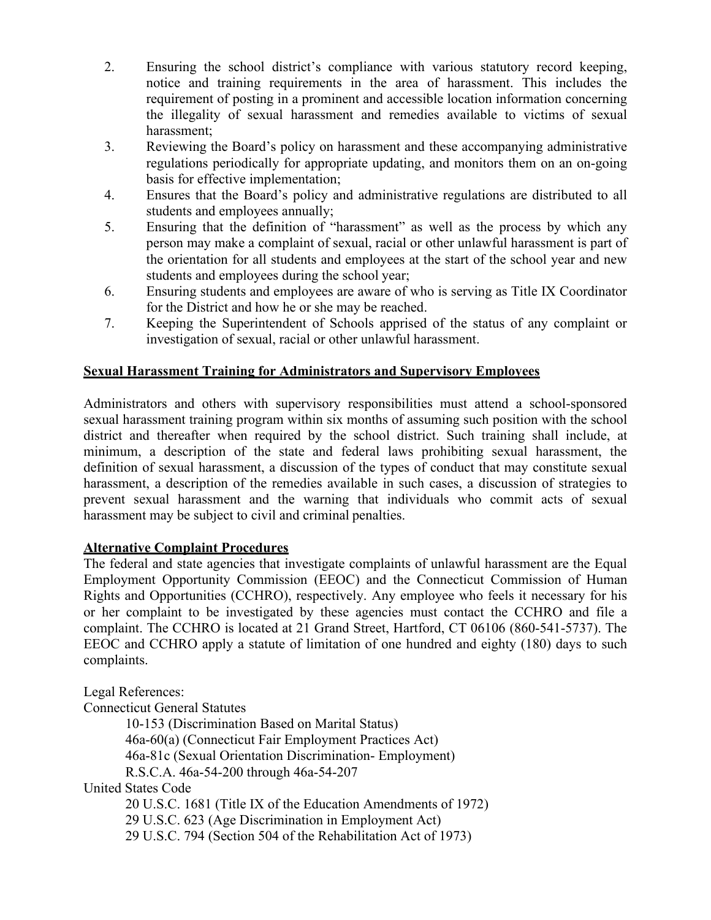2. Ensuring the school district's compliance with various statutory record keeping, notice and training requirements in the area of harassment. This includes the requirement of posting in a prominent and accessible location information concerning the illegality of sexual harassment and remedies available to victims of sexual harassment;
3. Reviewing the Board's policy on harassment and these accompanying administrative regulations periodically for appropriate updating, and monitors them on an on-going basis for effective implementation;
4. Ensures that the Board's policy and administrative regulations are distributed to all students and employees annually;
5. Ensuring that the definition of "harassment" as well as the process by which any person may make a complaint of sexual, racial or other unlawful harassment is part of the orientation for all students and employees at the start of the school year and new students and employees during the school year;
6. Ensuring students and employees are aware of who is serving as Title IX Coordinator for the District and how he or she may be reached.
7. Keeping the Superintendent of Schools apprised of the status of any complaint or investigation of sexual, racial or other unlawful harassment.

**Sexual Harassment Training for Administrators and Supervisory Employees**

Administrators and others with supervisory responsibilities must attend a school-sponsored sexual harassment training program within six months of assuming such position with the school district and thereafter when required by the school district. Such training shall include, at minimum, a description of the state and federal laws prohibiting sexual harassment, the definition of sexual harassment, a discussion of the types of conduct that may constitute sexual harassment, a description of the remedies available in such cases, a discussion of strategies to prevent sexual harassment and the warning that individuals who commit acts of sexual harassment may be subject to civil and criminal penalties.

**Alternative Complaint Procedures**

The federal and state agencies that investigate complaints of unlawful harassment are the Equal Employment Opportunity Commission (EEOC) and the Connecticut Commission of Human Rights and Opportunities (CCHRO), respectively. Any employee who feels it necessary for his or her complaint to be investigated by these agencies must contact the CCHRO and file a complaint. The CCHRO is located at 21 Grand Street, Hartford, CT 06106 (860-541-5737). The EEOC and CCHRO apply a statute of limitation of one hundred and eighty (180) days to such complaints.

Legal References:

Connecticut General Statutes

- 10-153 (Discrimination Based on Marital Status)
- 46a-60(a) (Connecticut Fair Employment Practices Act)
- 46a-81c (Sexual Orientation Discrimination- Employment)
- R.S.C.A. 46a-54-200 through 46a-54-207

United States Code

- 20 U.S.C. 1681 (Title IX of the Education Amendments of 1972)
- 29 U.S.C. 623 (Age Discrimination in Employment Act)
- 29 U.S.C. 794 (Section 504 of the Rehabilitation Act of 1973)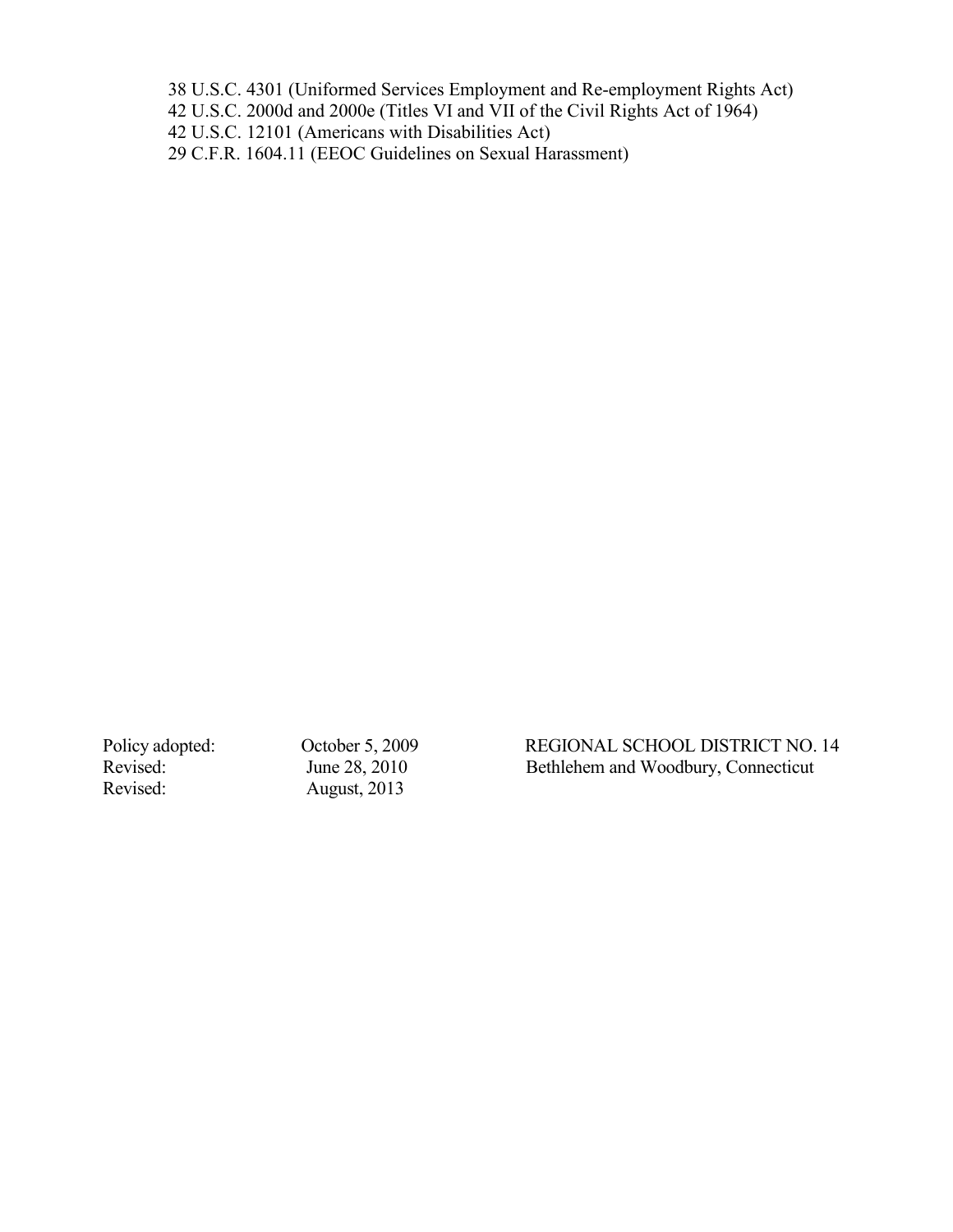38 U.S.C. 4301 (Uniformed Services Employment and Re-employment Rights Act)
42 U.S.C. 2000d and 2000e (Titles VI and VII of the Civil Rights Act of 1964)
42 U.S.C. 12101 (Americans with Disabilities Act)
29 C.F.R. 1604.11 (EEOC Guidelines on Sexual Harassment)

| | | |
|---|---|---|
| Policy adopted: | October 5, 2009 | REGIONAL SCHOOL DISTRICT NO. 14 |
| Revised: | June 28, 2010 | Bethlehem and Woodbury, Connecticut |
| Revised: | August, 2013 | |